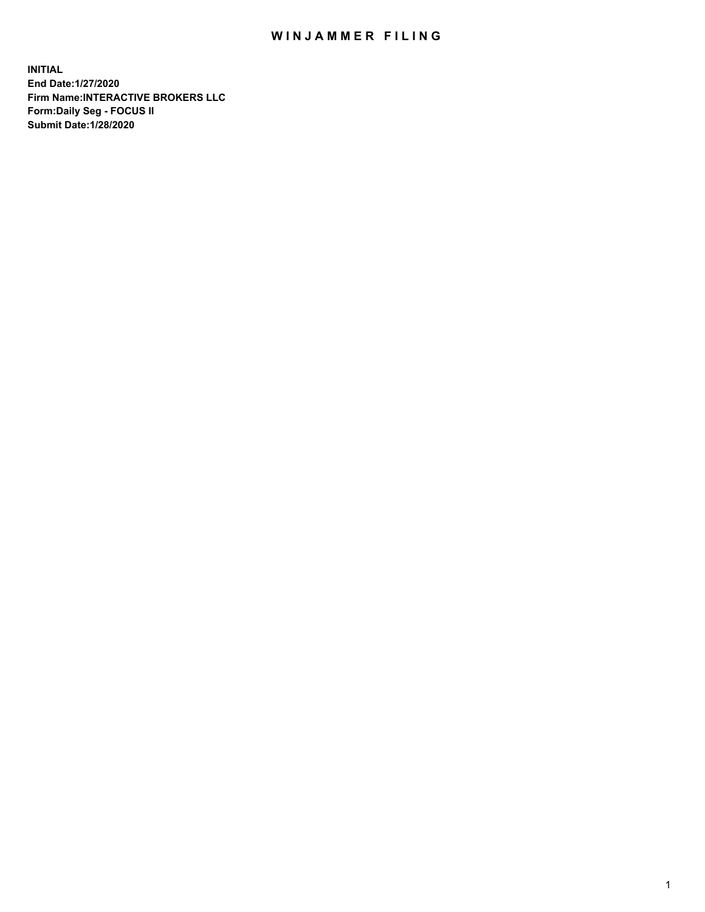# WINJAMMER FILING

**INITIAL**
**End Date:1/27/2020**
**Firm Name:INTERACTIVE BROKERS LLC**
**Form:Daily Seg - FOCUS II**
**Submit Date:1/28/2020**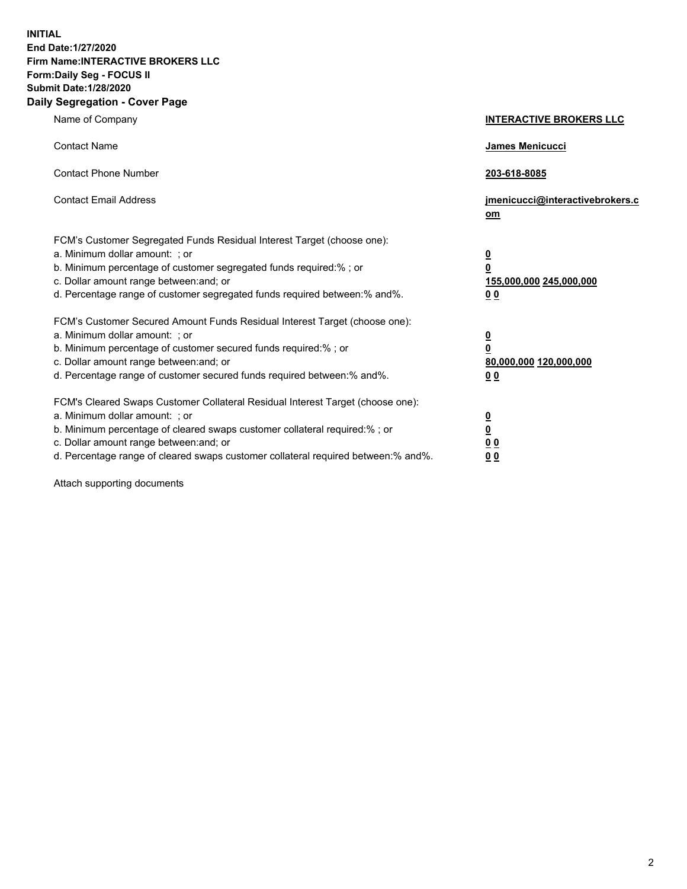**INITIAL**
**End Date:1/27/2020**
**Firm Name:INTERACTIVE BROKERS LLC**
**Form:Daily Seg - FOCUS II**
**Submit Date:1/28/2020**
**Daily Segregation - Cover Page**

| | |
|---|---|
| Name of Company | **INTERACTIVE BROKERS LLC** |
| Contact Name | **James Menicucci** |
| Contact Phone Number | **203-618-8085** |
| Contact Email Address | **jmenicucci@interactivebrokers.com** |

FCM's Customer Segregated Funds Residual Interest Target (choose one):

| | |
|---|---|
| a. Minimum dollar amount: ; or | **0** |
| b. Minimum percentage of customer segregated funds required:% ; or | **0** |
| c. Dollar amount range between:and; or | **155,000,000 245,000,000** |
| d. Percentage range of customer segregated funds required between:% and%. | **0 0** |

FCM's Customer Secured Amount Funds Residual Interest Target (choose one):

| | |
|---|---|
| a. Minimum dollar amount: ; or | **0** |
| b. Minimum percentage of customer secured funds required:% ; or | **0** |
| c. Dollar amount range between:and; or | **80,000,000 120,000,000** |
| d. Percentage range of customer secured funds required between:% and%. | **0 0** |

FCM's Cleared Swaps Customer Collateral Residual Interest Target (choose one):

| | |
|---|---|
| a. Minimum dollar amount: ; or | **0** |
| b. Minimum percentage of cleared swaps customer collateral required:% ; or | **0** |
| c. Dollar amount range between:and; or | **0 0** |
| d. Percentage range of cleared swaps customer collateral required between:% and%. | **0 0** |

Attach supporting documents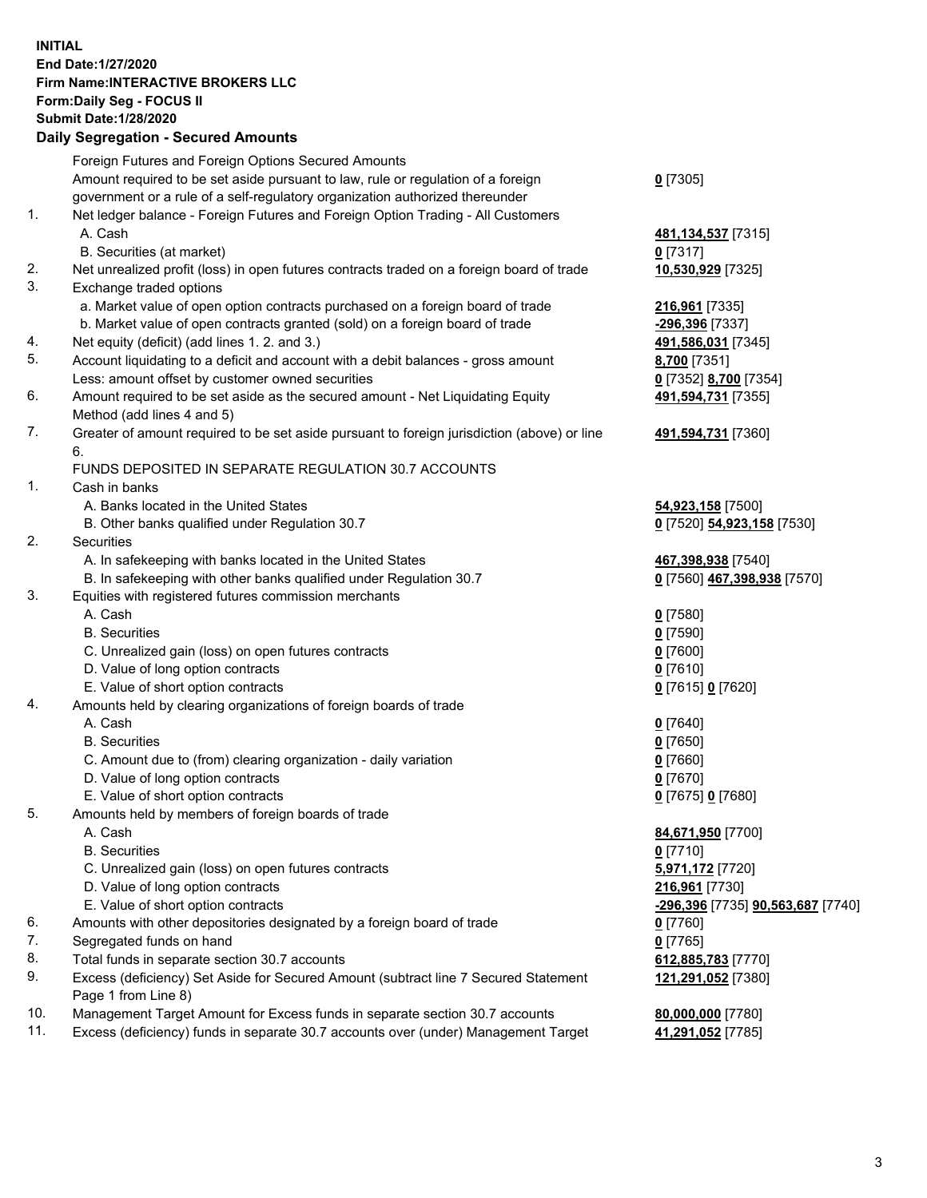**INITIAL**
**End Date:1/27/2020**
**Firm Name:INTERACTIVE BROKERS LLC**
**Form:Daily Seg - FOCUS II**
**Submit Date:1/28/2020**

## Daily Segregation - Secured Amounts

| | | |
|---|---|---|
| | Foreign Futures and Foreign Options Secured Amounts | |
| | Amount required to be set aside pursuant to law, rule or regulation of a foreign government or a rule of a self-regulatory organization authorized thereunder | **0** [7305] |
| 1. | Net ledger balance - Foreign Futures and Foreign Option Trading - All Customers | |
| | A. Cash | **481,134,537** [7315] |
| | B. Securities (at market) | **0** [7317] |
| 2. | Net unrealized profit (loss) in open futures contracts traded on a foreign board of trade | **10,530,929** [7325] |
| 3. | Exchange traded options | |
| | a. Market value of open option contracts purchased on a foreign board of trade | **216,961** [7335] |
| | b. Market value of open contracts granted (sold) on a foreign board of trade | **-296,396** [7337] |
| 4. | Net equity (deficit) (add lines 1. 2. and 3.) | **491,586,031** [7345] |
| 5. | Account liquidating to a deficit and account with a debit balances - gross amount | **8,700** [7351] |
| | Less: amount offset by customer owned securities | **0** [7352] **8,700** [7354] |
| 6. | Amount required to be set aside as the secured amount - Net Liquidating Equity Method (add lines 4 and 5) | **491,594,731** [7355] |
| 7. | Greater of amount required to be set aside pursuant to foreign jurisdiction (above) or line 6. | **491,594,731** [7360] |
| | FUNDS DEPOSITED IN SEPARATE REGULATION 30.7 ACCOUNTS | |
| 1. | Cash in banks | |
| | A. Banks located in the United States | **54,923,158** [7500] |
| | B. Other banks qualified under Regulation 30.7 | **0** [7520] **54,923,158** [7530] |
| 2. | Securities | |
| | A. In safekeeping with banks located in the United States | **467,398,938** [7540] |
| | B. In safekeeping with other banks qualified under Regulation 30.7 | **0** [7560] **467,398,938** [7570] |
| 3. | Equities with registered futures commission merchants | |
| | A. Cash | **0** [7580] |
| | B. Securities | **0** [7590] |
| | C. Unrealized gain (loss) on open futures contracts | **0** [7600] |
| | D. Value of long option contracts | **0** [7610] |
| | E. Value of short option contracts | **0** [7615] **0** [7620] |
| 4. | Amounts held by clearing organizations of foreign boards of trade | |
| | A. Cash | **0** [7640] |
| | B. Securities | **0** [7650] |
| | C. Amount due to (from) clearing organization - daily variation | **0** [7660] |
| | D. Value of long option contracts | **0** [7670] |
| | E. Value of short option contracts | **0** [7675] **0** [7680] |
| 5. | Amounts held by members of foreign boards of trade | |
| | A. Cash | **84,671,950** [7700] |
| | B. Securities | **0** [7710] |
| | C. Unrealized gain (loss) on open futures contracts | **5,971,172** [7720] |
| | D. Value of long option contracts | **216,961** [7730] |
| | E. Value of short option contracts | **-296,396** [7735] **90,563,687** [7740] |
| 6. | Amounts with other depositories designated by a foreign board of trade | **0** [7760] |
| 7. | Segregated funds on hand | **0** [7765] |
| 8. | Total funds in separate section 30.7 accounts | **612,885,783** [7770] |
| 9. | Excess (deficiency) Set Aside for Secured Amount (subtract line 7 Secured Statement Page 1 from Line 8) | **121,291,052** [7380] |
| 10. | Management Target Amount for Excess funds in separate section 30.7 accounts | **80,000,000** [7780] |
| 11. | Excess (deficiency) funds in separate 30.7 accounts over (under) Management Target | **41,291,052** [7785] |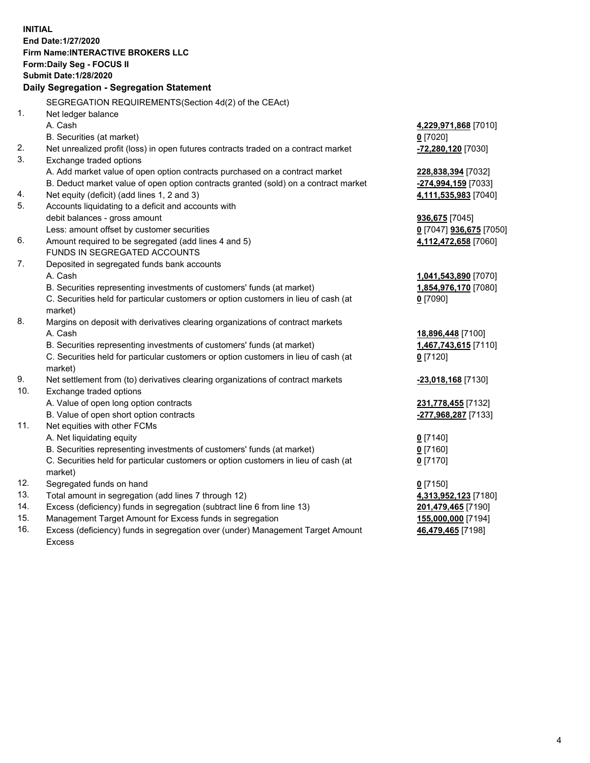**INITIAL**
**End Date:1/27/2020**
**Firm Name:INTERACTIVE BROKERS LLC**
**Form:Daily Seg - FOCUS II**
**Submit Date:1/28/2020**

**Daily Segregation - Segregation Statement**

| | SEGREGATION REQUIREMENTS(Section 4d(2) of the CEAct) | |
|---|---|---|
| 1. | Net ledger balance | |
| | A. Cash | **4,229,971,868** [7010] |
| | B. Securities (at market) | **0** [7020] |
| 2. | Net unrealized profit (loss) in open futures contracts traded on a contract market | **-72,280,120** [7030] |
| 3. | Exchange traded options | |
| | A. Add market value of open option contracts purchased on a contract market | **228,838,394** [7032] |
| | B. Deduct market value of open option contracts granted (sold) on a contract market | **-274,994,159** [7033] |
| 4. | Net equity (deficit) (add lines 1, 2 and 3) | **4,111,535,983** [7040] |
| 5. | Accounts liquidating to a deficit and accounts with debit balances - gross amount | **936,675** [7045] |
| | Less: amount offset by customer securities | **0** [7047] **936,675** [7050] |
| 6. | Amount required to be segregated (add lines 4 and 5) | **4,112,472,658** [7060] |
| | FUNDS IN SEGREGATED ACCOUNTS | |
| 7. | Deposited in segregated funds bank accounts | |
| | A. Cash | **1,041,543,890** [7070] |
| | B. Securities representing investments of customers' funds (at market) | **1,854,976,170** [7080] |
| | C. Securities held for particular customers or option customers in lieu of cash (at market) | **0** [7090] |
| 8. | Margins on deposit with derivatives clearing organizations of contract markets | |
| | A. Cash | **18,896,448** [7100] |
| | B. Securities representing investments of customers' funds (at market) | **1,467,743,615** [7110] |
| | C. Securities held for particular customers or option customers in lieu of cash (at market) | **0** [7120] |
| 9. | Net settlement from (to) derivatives clearing organizations of contract markets | **-23,018,168** [7130] |
| 10. | Exchange traded options | |
| | A. Value of open long option contracts | **231,778,455** [7132] |
| | B. Value of open short option contracts | **-277,968,287** [7133] |
| 11. | Net equities with other FCMs | |
| | A. Net liquidating equity | **0** [7140] |
| | B. Securities representing investments of customers' funds (at market) | **0** [7160] |
| | C. Securities held for particular customers or option customers in lieu of cash (at market) | **0** [7170] |
| 12. | Segregated funds on hand | **0** [7150] |
| 13. | Total amount in segregation (add lines 7 through 12) | **4,313,952,123** [7180] |
| 14. | Excess (deficiency) funds in segregation (subtract line 6 from line 13) | **201,479,465** [7190] |
| 15. | Management Target Amount for Excess funds in segregation | **155,000,000** [7194] |
| 16. | Excess (deficiency) funds in segregation over (under) Management Target Amount Excess | **46,479,465** [7198] |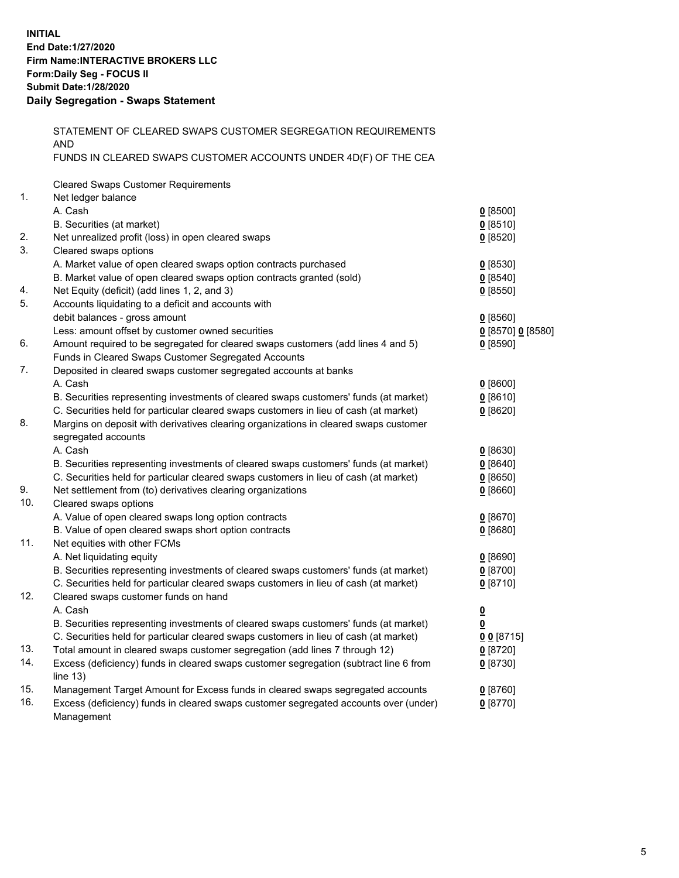**INITIAL**
**End Date:1/27/2020**
**Firm Name:INTERACTIVE BROKERS LLC**
**Form:Daily Seg - FOCUS II**
**Submit Date:1/28/2020**
**Daily Segregation - Swaps Statement**

STATEMENT OF CLEARED SWAPS CUSTOMER SEGREGATION REQUIREMENTS AND FUNDS IN CLEARED SWAPS CUSTOMER ACCOUNTS UNDER 4D(F) OF THE CEA

| | | |
|---|---|---|
| | Cleared Swaps Customer Requirements | |
| 1. | Net ledger balance | |
| | A. Cash | 0 [8500] |
| | B. Securities (at market) | 0 [8510] |
| 2. | Net unrealized profit (loss) in open cleared swaps | 0 [8520] |
| 3. | Cleared swaps options | |
| | A. Market value of open cleared swaps option contracts purchased | 0 [8530] |
| | B. Market value of open cleared swaps option contracts granted (sold) | 0 [8540] |
| 4. | Net Equity (deficit) (add lines 1, 2, and 3) | 0 [8550] |
| 5. | Accounts liquidating to a deficit and accounts with debit balances - gross amount | 0 [8560] |
| | Less: amount offset by customer owned securities | 0 [8570] 0 [8580] |
| 6. | Amount required to be segregated for cleared swaps customers (add lines 4 and 5) | 0 [8590] |
| | Funds in Cleared Swaps Customer Segregated Accounts | |
| 7. | Deposited in cleared swaps customer segregated accounts at banks | |
| | A. Cash | 0 [8600] |
| | B. Securities representing investments of cleared swaps customers' funds (at market) | 0 [8610] |
| | C. Securities held for particular cleared swaps customers in lieu of cash (at market) | 0 [8620] |
| 8. | Margins on deposit with derivatives clearing organizations in cleared swaps customer segregated accounts | |
| | A. Cash | 0 [8630] |
| | B. Securities representing investments of cleared swaps customers' funds (at market) | 0 [8640] |
| | C. Securities held for particular cleared swaps customers in lieu of cash (at market) | 0 [8650] |
| 9. | Net settlement from (to) derivatives clearing organizations | 0 [8660] |
| 10. | Cleared swaps options | |
| | A. Value of open cleared swaps long option contracts | 0 [8670] |
| | B. Value of open cleared swaps short option contracts | 0 [8680] |
| 11. | Net equities with other FCMs | |
| | A. Net liquidating equity | 0 [8690] |
| | B. Securities representing investments of cleared swaps customers' funds (at market) | 0 [8700] |
| | C. Securities held for particular cleared swaps customers in lieu of cash (at market) | 0 [8710] |
| 12. | Cleared swaps customer funds on hand | |
| | A. Cash | 0 |
| | B. Securities representing investments of cleared swaps customers' funds (at market) | 0 |
| | C. Securities held for particular cleared swaps customers in lieu of cash (at market) | 0 0 [8715] |
| 13. | Total amount in cleared swaps customer segregation (add lines 7 through 12) | 0 [8720] |
| 14. | Excess (deficiency) funds in cleared swaps customer segregation (subtract line 6 from line 13) | 0 [8730] |
| 15. | Management Target Amount for Excess funds in cleared swaps segregated accounts | 0 [8760] |
| 16. | Excess (deficiency) funds in cleared swaps customer segregated accounts over (under) Management | 0 [8770] |